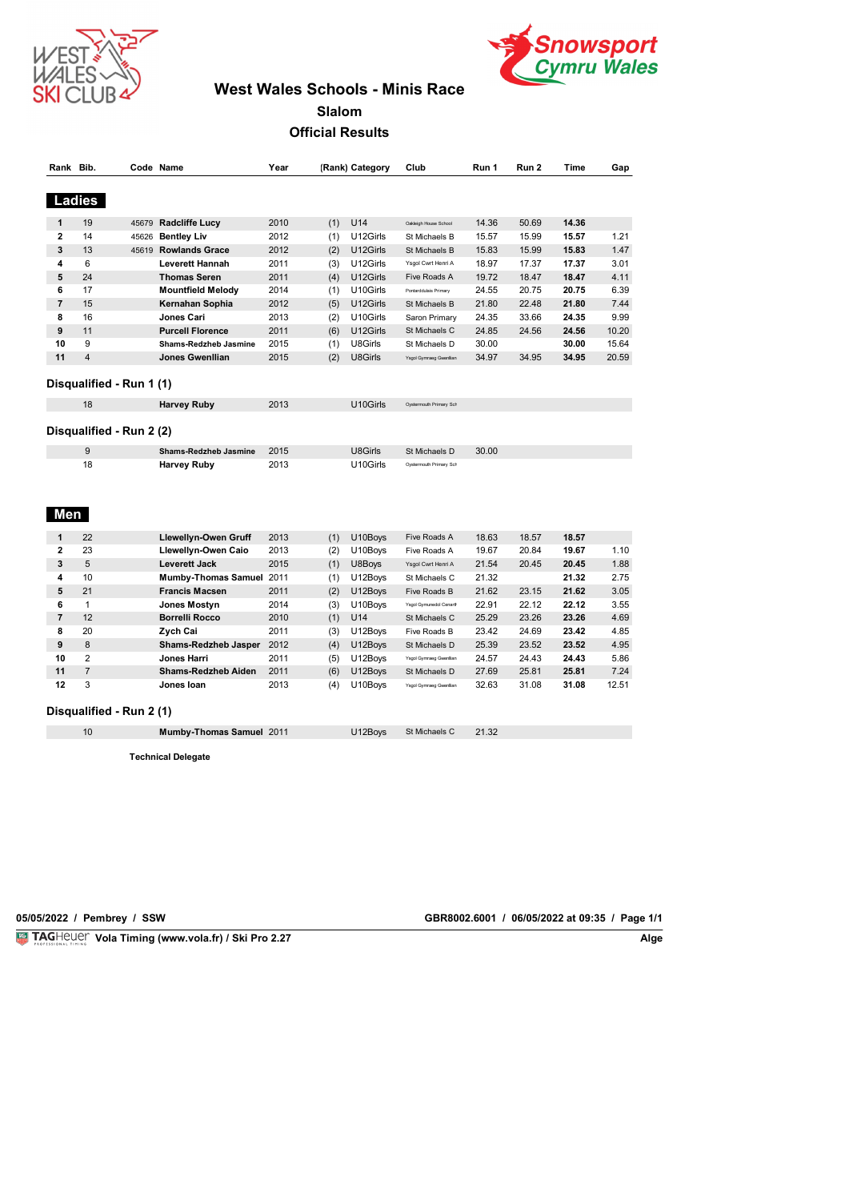# West Wales Schools - Minis Race

## Slalom

## Official Results

## Ladies

| Rank | Bib. | Code | Name | Year | (Rank) | Category | Club | Run 1 | Run 2 | Time | Gap |
|---|---|---|---|---|---|---|---|---|---|---|---|
| 1 | 19 | 45679 | **Radcliffe Lucy** | 2010 | (1) | U14 | Oakleigh House School | 14.36 | 50.69 | **14.36** | |
| 2 | 14 | 45626 | **Bentley Liv** | 2012 | (1) | U12Girls | St Michaels B | 15.57 | 15.99 | **15.57** | 1.21 |
| 3 | 13 | 45619 | **Rowlands Grace** | 2012 | (2) | U12Girls | St Michaels B | 15.83 | 15.99 | **15.83** | 1.47 |
| 4 | 6 | | **Leverett Hannah** | 2011 | (3) | U12Girls | Ysgol Cwrt Henri A | 18.97 | 17.37 | **17.37** | 3.01 |
| 5 | 24 | | **Thomas Seren** | 2011 | (4) | U12Girls | Five Roads A | 19.72 | 18.47 | **18.47** | 4.11 |
| 6 | 17 | | **Mountfield Melody** | 2014 | (1) | U10Girls | Pontarddulais Primary | 24.55 | 20.75 | **20.75** | 6.39 |
| 7 | 15 | | **Kernahan Sophia** | 2012 | (5) | U12Girls | St Michaels B | 21.80 | 22.48 | **21.80** | 7.44 |
| 8 | 16 | | **Jones Cari** | 2013 | (2) | U10Girls | Saron Primary | 24.35 | 33.66 | **24.35** | 9.99 |
| 9 | 11 | | **Purcell Florence** | 2011 | (6) | U12Girls | St Michaels C | 24.85 | 24.56 | **24.56** | 10.20 |
| 10 | 9 | | **Shams-Redzheb Jasmine** | 2015 | (1) | U8Girls | St Michaels D | 30.00 | | **30.00** | 15.64 |
| 11 | 4 | | **Jones Gwenllian** | 2015 | (2) | U8Girls | Ysgol Gymraeg Gwenllian | 34.97 | 34.95 | **34.95** | 20.59 |

### Disqualified - Run 1 (1)

| Bib. | Name | Year | Category | Club | Run 1 |
|---|---|---|---|---|---|
| 18 | **Harvey Ruby** | 2013 | U10Girls | Oystermouth Primary Sch | |

### Disqualified - Run 2 (2)

| Bib. | Name | Year | Category | Club | Run 1 |
|---|---|---|---|---|---|
| 9 | **Shams-Redzheb Jasmine** | 2015 | U8Girls | St Michaels D | 30.00 |
| 18 | **Harvey Ruby** | 2013 | U10Girls | Oystermouth Primary Sch | |

## Men

| Rank | Bib. | Code | Name | Year | (Rank) | Category | Club | Run 1 | Run 2 | Time | Gap |
|---|---|---|---|---|---|---|---|---|---|---|---|
| 1 | 22 | | **Llewellyn-Owen Gruff** | 2013 | (1) | U10Boys | Five Roads A | 18.63 | 18.57 | **18.57** | |
| 2 | 23 | | **Llewellyn-Owen Caio** | 2013 | (2) | U10Boys | Five Roads A | 19.67 | 20.84 | **19.67** | 1.10 |
| 3 | 5 | | **Leverett Jack** | 2015 | (1) | U8Boys | Ysgol Cwrt Henri A | 21.54 | 20.45 | **20.45** | 1.88 |
| 4 | 10 | | **Mumby-Thomas Samuel** | 2011 | (1) | U12Boys | St Michaels C | 21.32 | | **21.32** | 2.75 |
| 5 | 21 | | **Francis Macsen** | 2011 | (2) | U12Boys | Five Roads B | 21.62 | 23.15 | **21.62** | 3.05 |
| 6 | 1 | | **Jones Mostyn** | 2014 | (3) | U10Boys | Ysgol Gymunedol Cenarth | 22.91 | 22.12 | **22.12** | 3.55 |
| 7 | 12 | | **Borrelli Rocco** | 2010 | (1) | U14 | St Michaels C | 25.29 | 23.26 | **23.26** | 4.69 |
| 8 | 20 | | **Zych Cai** | 2011 | (3) | U12Boys | Five Roads B | 23.42 | 24.69 | **23.42** | 4.85 |
| 9 | 8 | | **Shams-Redzheb Jasper** | 2012 | (4) | U12Boys | St Michaels D | 25.39 | 23.52 | **23.52** | 4.95 |
| 10 | 2 | | **Jones Harri** | 2011 | (5) | U12Boys | Ysgol Gymraeg Gwenllian | 24.57 | 24.43 | **24.43** | 5.86 |
| 11 | 7 | | **Shams-Redzheb Aiden** | 2011 | (6) | U12Boys | St Michaels D | 27.69 | 25.81 | **25.81** | 7.24 |
| 12 | 3 | | **Jones Ioan** | 2013 | (4) | U10Boys | Ysgol Gymraeg Gwenllian | 32.63 | 31.08 | **31.08** | 12.51 |

### Disqualified - Run 2 (1)

| Bib. | Name | Year | Category | Club | Run 1 |
|---|---|---|---|---|---|
| 10 | **Mumby-Thomas Samuel** | 2011 | U12Boys | St Michaels C | 21.32 |

**Technical Delegate**

**05/05/2022 / Pembrey / SSW** — **GBR8002.6001 / 06/05/2022 at 09:35 / Page 1/1**

**Vola Timing (www.vola.fr) / Ski Pro 2.27** — **Alge**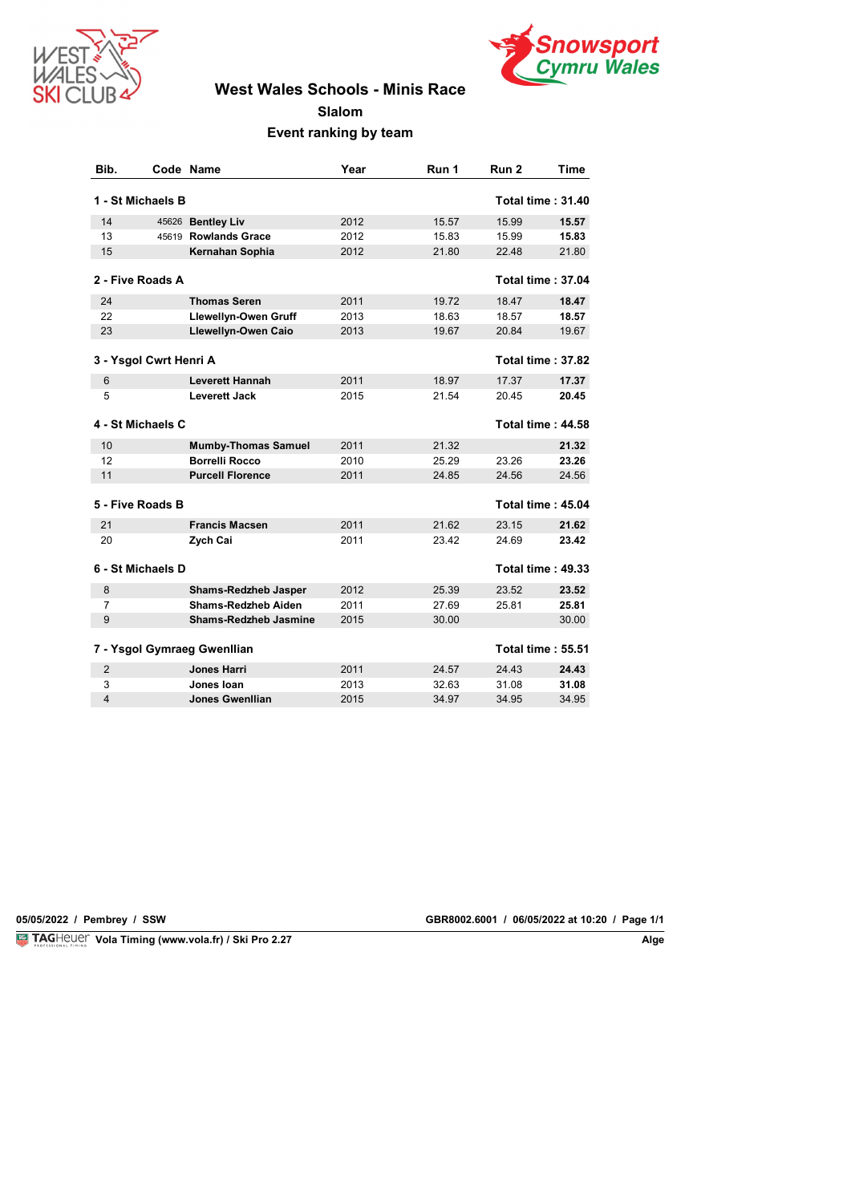# West Wales Schools - Minis Race

## Slalom

### Event ranking by team

| Bib. | Code | Name | Year | Run 1 | Run 2 | Time |
|---|---|---|---|---|---|---|
| **1 - St Michaels B** | | | | | | **Total time : 31.40** |
| 14 | 45626 | **Bentley Liv** | 2012 | 15.57 | 15.99 | **15.57** |
| 13 | 45619 | **Rowlands Grace** | 2012 | 15.83 | 15.99 | **15.83** |
| 15 | | **Kernahan Sophia** | 2012 | 21.80 | 22.48 | 21.80 |
| **2 - Five Roads A** | | | | | | **Total time : 37.04** |
| 24 | | **Thomas Seren** | 2011 | 19.72 | 18.47 | **18.47** |
| 22 | | **Llewellyn-Owen Gruff** | 2013 | 18.63 | 18.57 | **18.57** |
| 23 | | **Llewellyn-Owen Caio** | 2013 | 19.67 | 20.84 | 19.67 |
| **3 - Ysgol Cwrt Henri A** | | | | | | **Total time : 37.82** |
| 6 | | **Leverett Hannah** | 2011 | 18.97 | 17.37 | **17.37** |
| 5 | | **Leverett Jack** | 2015 | 21.54 | 20.45 | **20.45** |
| **4 - St Michaels C** | | | | | | **Total time : 44.58** |
| 10 | | **Mumby-Thomas Samuel** | 2011 | 21.32 | | **21.32** |
| 12 | | **Borrelli Rocco** | 2010 | 25.29 | 23.26 | **23.26** |
| 11 | | **Purcell Florence** | 2011 | 24.85 | 24.56 | 24.56 |
| **5 - Five Roads B** | | | | | | **Total time : 45.04** |
| 21 | | **Francis Macsen** | 2011 | 21.62 | 23.15 | **21.62** |
| 20 | | **Zych Cai** | 2011 | 23.42 | 24.69 | **23.42** |
| **6 - St Michaels D** | | | | | | **Total time : 49.33** |
| 8 | | **Shams-Redzheb Jasper** | 2012 | 25.39 | 23.52 | **23.52** |
| 7 | | **Shams-Redzheb Aiden** | 2011 | 27.69 | 25.81 | **25.81** |
| 9 | | **Shams-Redzheb Jasmine** | 2015 | 30.00 | | 30.00 |
| **7 - Ysgol Gymraeg Gwenllian** | | | | | | **Total time : 55.51** |
| 2 | | **Jones Harri** | 2011 | 24.57 | 24.43 | **24.43** |
| 3 | | **Jones Ioan** | 2013 | 32.63 | 31.08 | **31.08** |
| 4 | | **Jones Gwenllian** | 2015 | 34.97 | 34.95 | 34.95 |

05/05/2022 / Pembrey / SSW — GBR8002.6001 / 06/05/2022 at 10:20 / Page 1/1

Vola Timing (www.vola.fr) / Ski Pro 2.27 — Alge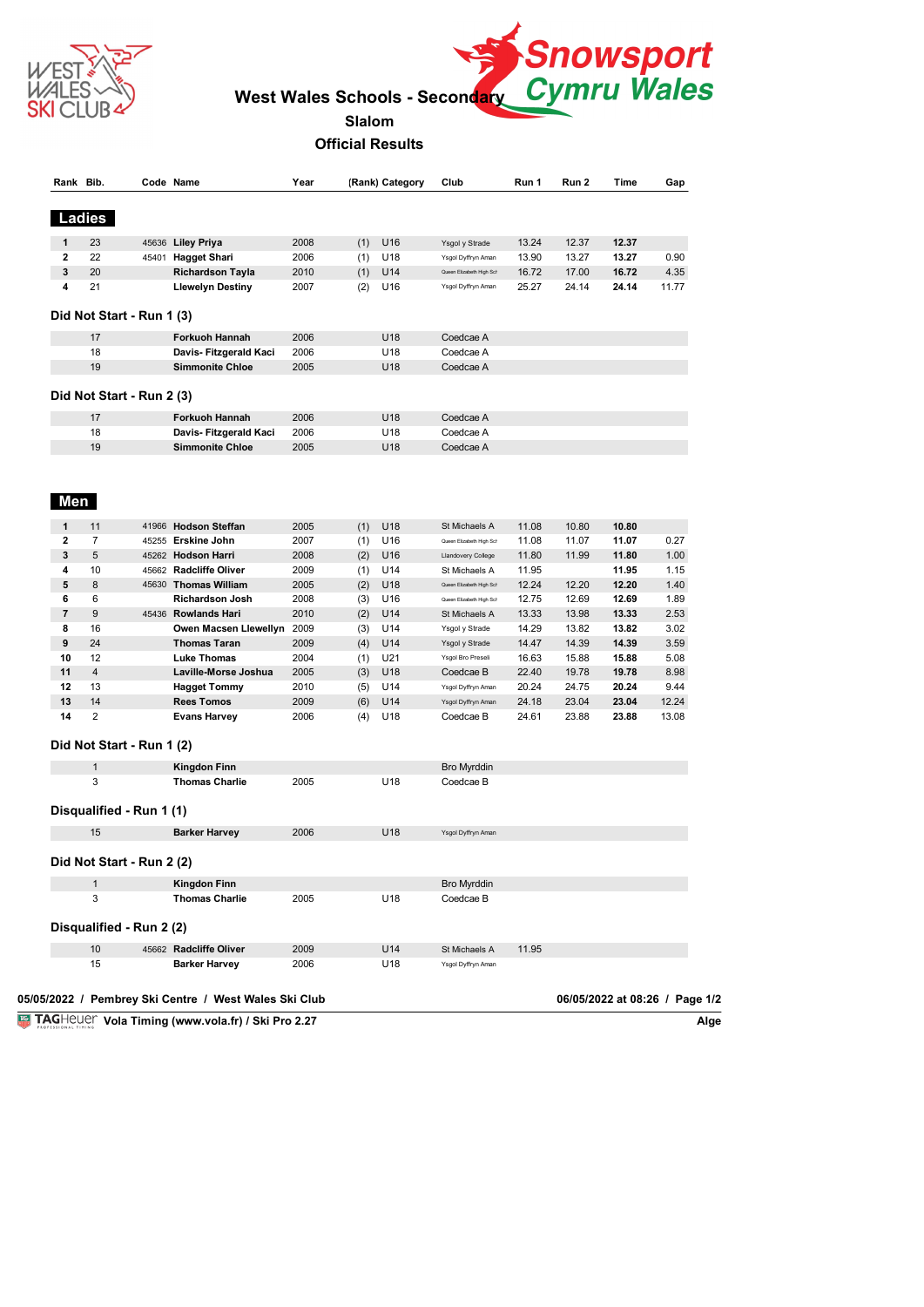# West Wales Schools - Secondary

## Slalom

## Official Results

### Ladies

| Rank | Bib. | Code | Name | Year | (Rank) | Category | Club | Run 1 | Run 2 | Time | Gap |
|---|---|---|---|---|---|---|---|---|---|---|---|
| 1 | 23 | 45636 | Liley Priya | 2008 | (1) | U16 | Ysgol y Strade | 13.24 | 12.37 | 12.37 | |
| 2 | 22 | 45401 | Hagget Shari | 2006 | (1) | U18 | Ysgol Dyffryn Aman | 13.90 | 13.27 | 13.27 | 0.90 |
| 3 | 20 | | Richardson Tayla | 2010 | (1) | U14 | Queen Elizabeth High Sch | 16.72 | 17.00 | 16.72 | 4.35 |
| 4 | 21 | | Llewelyn Destiny | 2007 | (2) | U16 | Ysgol Dyffryn Aman | 25.27 | 24.14 | 24.14 | 11.77 |

#### Did Not Start - Run 1 (3)

| Bib. | Name | Year | Category | Club |
|---|---|---|---|---|
| 17 | Forkuoh Hannah | 2006 | U18 | Coedcae A |
| 18 | Davis- Fitzgerald Kaci | 2006 | U18 | Coedcae A |
| 19 | Simmonite Chloe | 2005 | U18 | Coedcae A |

#### Did Not Start - Run 2 (3)

| Bib. | Name | Year | Category | Club |
|---|---|---|---|---|
| 17 | Forkuoh Hannah | 2006 | U18 | Coedcae A |
| 18 | Davis- Fitzgerald Kaci | 2006 | U18 | Coedcae A |
| 19 | Simmonite Chloe | 2005 | U18 | Coedcae A |

### Men

| Rank | Bib. | Code | Name | Year | (Rank) | Category | Club | Run 1 | Run 2 | Time | Gap |
|---|---|---|---|---|---|---|---|---|---|---|---|
| 1 | 11 | 41966 | Hodson Steffan | 2005 | (1) | U18 | St Michaels A | 11.08 | 10.80 | 10.80 | |
| 2 | 7 | 45255 | Erskine John | 2007 | (1) | U16 | Queen Elizabeth High Sch | 11.08 | 11.07 | 11.07 | 0.27 |
| 3 | 5 | 45262 | Hodson Harri | 2008 | (2) | U16 | Llandovery College | 11.80 | 11.99 | 11.80 | 1.00 |
| 4 | 10 | 45662 | Radcliffe Oliver | 2009 | (1) | U14 | St Michaels A | 11.95 | | 11.95 | 1.15 |
| 5 | 8 | 45630 | Thomas William | 2005 | (2) | U18 | Queen Elizabeth High Sch | 12.24 | 12.20 | 12.20 | 1.40 |
| 6 | 6 | | Richardson Josh | 2008 | (3) | U16 | Queen Elizabeth High Sch | 12.75 | 12.69 | 12.69 | 1.89 |
| 7 | 9 | 45436 | Rowlands Hari | 2010 | (2) | U14 | St Michaels A | 13.33 | 13.98 | 13.33 | 2.53 |
| 8 | 16 | | Owen Macsen Llewellyn | 2009 | (3) | U14 | Ysgol y Strade | 14.29 | 13.82 | 13.82 | 3.02 |
| 9 | 24 | | Thomas Taran | 2009 | (4) | U14 | Ysgol y Strade | 14.47 | 14.39 | 14.39 | 3.59 |
| 10 | 12 | | Luke Thomas | 2004 | (1) | U21 | Ysgol Bro Preseli | 16.63 | 15.88 | 15.88 | 5.08 |
| 11 | 4 | | Laville-Morse Joshua | 2005 | (3) | U18 | Coedcae B | 22.40 | 19.78 | 19.78 | 8.98 |
| 12 | 13 | | Hagget Tommy | 2010 | (5) | U14 | Ysgol Dyffryn Aman | 20.24 | 24.75 | 20.24 | 9.44 |
| 13 | 14 | | Rees Tomos | 2009 | (6) | U14 | Ysgol Dyffryn Aman | 24.18 | 23.04 | 23.04 | 12.24 |
| 14 | 2 | | Evans Harvey | 2006 | (4) | U18 | Coedcae B | 24.61 | 23.88 | 23.88 | 13.08 |

#### Did Not Start - Run 1 (2)

| Bib. | Name | Year | Category | Club |
|---|---|---|---|---|
| 1 | Kingdon Finn | | | Bro Myrddin |
| 3 | Thomas Charlie | 2005 | U18 | Coedcae B |

#### Disqualified - Run 1 (1)

| Bib. | Name | Year | Category | Club |
|---|---|---|---|---|
| 15 | Barker Harvey | 2006 | U18 | Ysgol Dyffryn Aman |

#### Did Not Start - Run 2 (2)

| Bib. | Name | Year | Category | Club |
|---|---|---|---|---|
| 1 | Kingdon Finn | | | Bro Myrddin |
| 3 | Thomas Charlie | 2005 | U18 | Coedcae B |

#### Disqualified - Run 2 (2)

| Bib. | Code | Name | Year | Category | Club | Run 1 |
|---|---|---|---|---|---|---|
| 10 | 45662 | Radcliffe Oliver | 2009 | U14 | St Michaels A | 11.95 |
| 15 | | Barker Harvey | 2006 | U18 | Ysgol Dyffryn Aman | |

05/05/2022 / Pembrey Ski Centre / West Wales Ski Club

06/05/2022 at 08:26

TAGHeuer Vola Timing (www.vola.fr) / Ski Pro 2.27 — Alge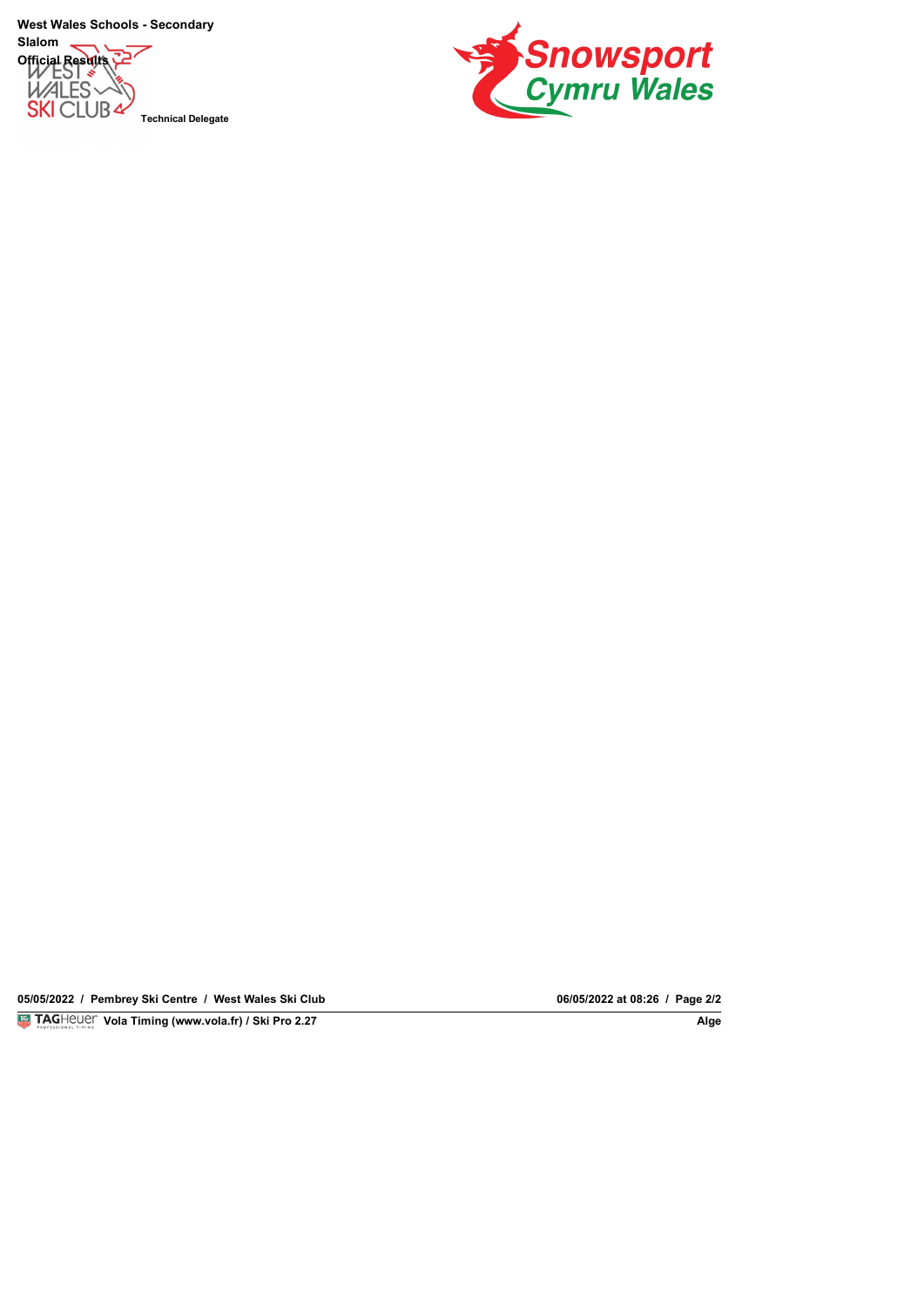West Wales Schools - Secondary

Slalom

Official Results

Technical Delegate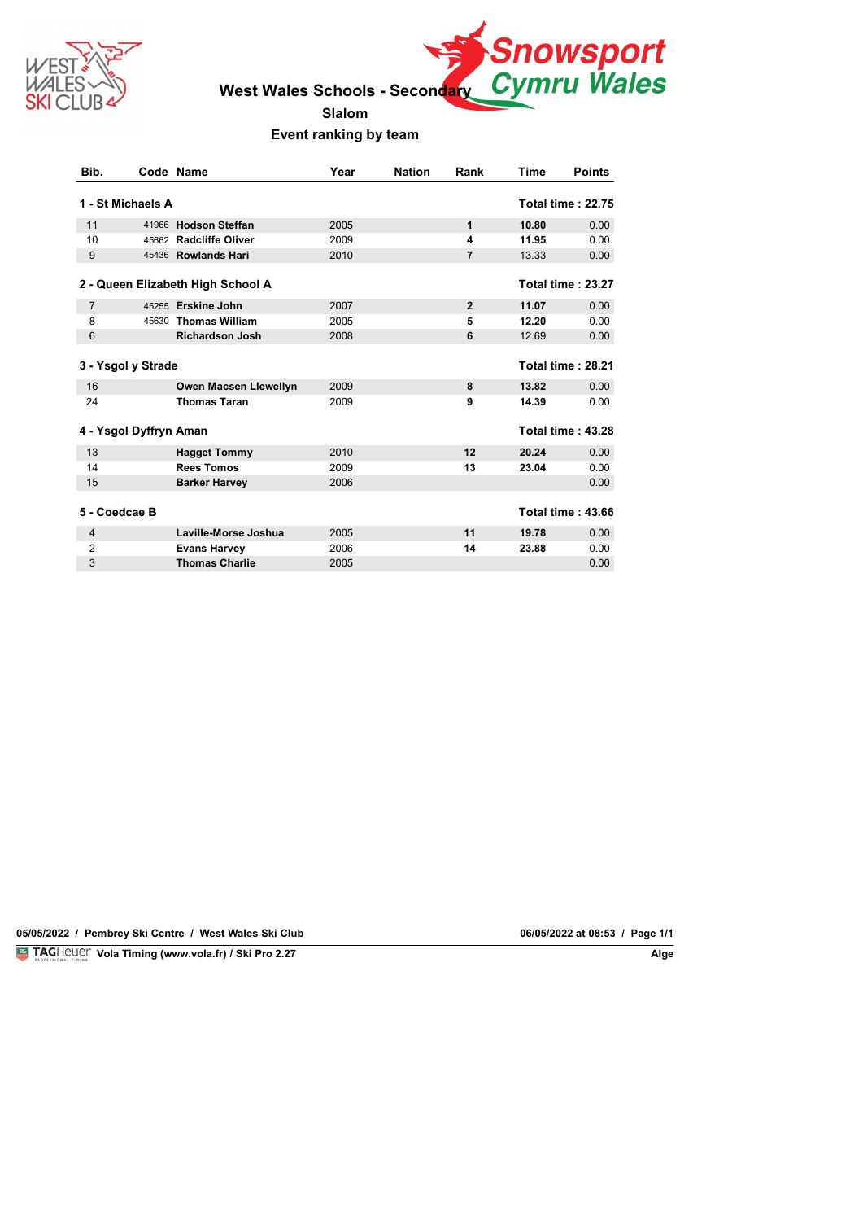# West Wales Schools - Secondary

## Slalom

### Event ranking by team

| Bib. | Code | Name | Year | Nation | Rank | Time | Points |
|---|---|---|---|---|---|---|---|
| **1 - St Michaels A** | | | | | | **Total time : 22.75** | |
| 11 | 41966 | **Hodson Steffan** | 2005 | | **1** | **10.80** | 0.00 |
| 10 | 45662 | **Radcliffe Oliver** | 2009 | | **4** | **11.95** | 0.00 |
| 9 | 45436 | **Rowlands Hari** | 2010 | | **7** | 13.33 | 0.00 |
| **2 - Queen Elizabeth High School A** | | | | | | **Total time : 23.27** | |
| 7 | 45255 | **Erskine John** | 2007 | | **2** | **11.07** | 0.00 |
| 8 | 45630 | **Thomas William** | 2005 | | **5** | **12.20** | 0.00 |
| 6 | | **Richardson Josh** | 2008 | | **6** | 12.69 | 0.00 |
| **3 - Ysgol y Strade** | | | | | | **Total time : 28.21** | |
| 16 | | **Owen Macsen Llewellyn** | 2009 | | **8** | **13.82** | 0.00 |
| 24 | | **Thomas Taran** | 2009 | | **9** | **14.39** | 0.00 |
| **4 - Ysgol Dyffryn Aman** | | | | | | **Total time : 43.28** | |
| 13 | | **Hagget Tommy** | 2010 | | **12** | **20.24** | 0.00 |
| 14 | | **Rees Tomos** | 2009 | | **13** | **23.04** | 0.00 |
| 15 | | **Barker Harvey** | 2006 | | | | 0.00 |
| **5 - Coedcae B** | | | | | | **Total time : 43.66** | |
| 4 | | **Laville-Morse Joshua** | 2005 | | **11** | **19.78** | 0.00 |
| 2 | | **Evans Harvey** | 2006 | | **14** | **23.88** | 0.00 |
| 3 | | **Thomas Charlie** | 2005 | | | | 0.00 |

05/05/2022 / Pembrey Ski Centre / West Wales Ski Club — 06/05/2022 at 08:53

Vola Timing (www.vola.fr) / Ski Pro 2.27 — Alge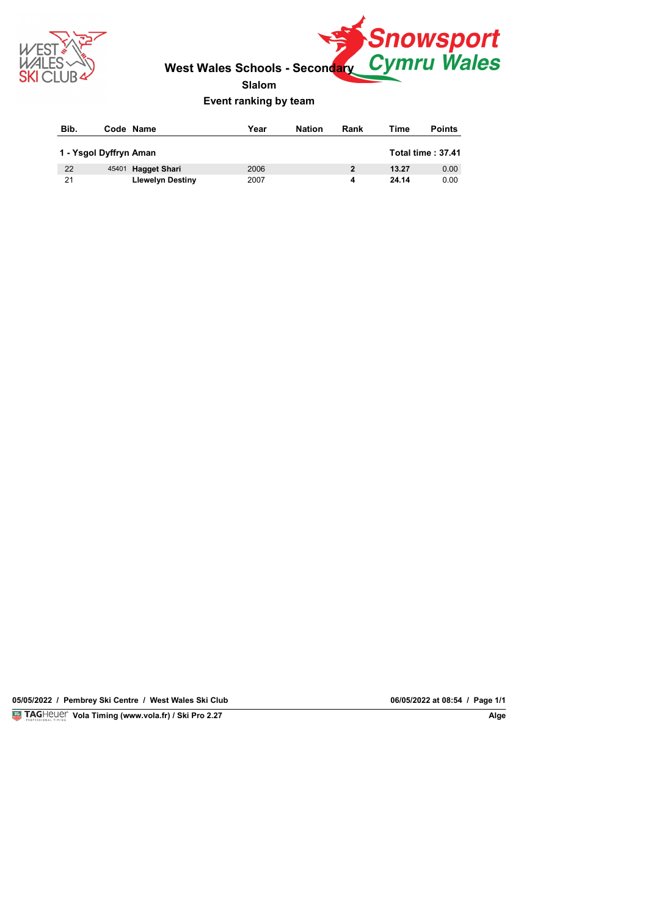# West Wales Schools - Secondary

## Slalom

### Event ranking by team

| Bib. | Code | Name | Year | Nation | Rank | Time | Points |
|---|---|---|---|---|---|---|---|
| **1 - Ysgol Dyffryn Aman** | | | | | | **Total time : 37.41** | |
| 22 | 45401 | **Hagget Shari** | 2006 | | **2** | **13.27** | 0.00 |
| 21 | | **Llewelyn Destiny** | 2007 | | **4** | **24.14** | 0.00 |

05/05/2022 / Pembrey Ski Centre / West Wales Ski Club — 06/05/2022 at 08:54

Vola Timing (www.vola.fr) / Ski Pro 2.27 — Alge